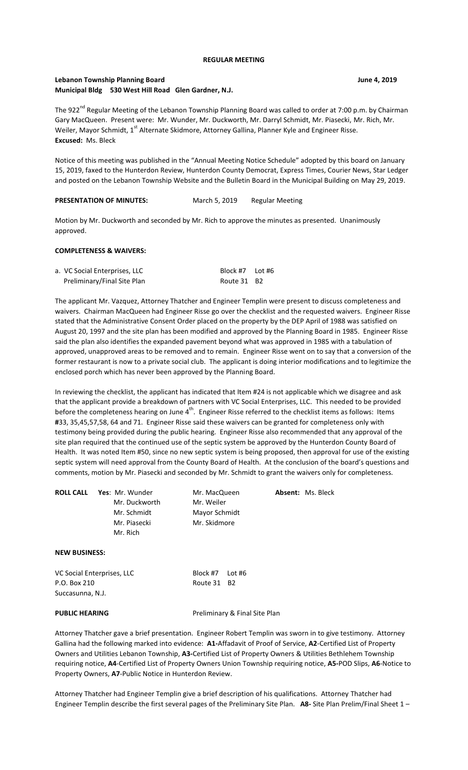# REGULAR MEETING

**Lebanon Township Planning Board** **June 4, 2019**
**Municipal Bldg 530 West Hill Road Glen Gardner, N.J.**

The 922nd Regular Meeting of the Lebanon Township Planning Board was called to order at 7:00 p.m. by Chairman Gary MacQueen. Present were: Mr. Wunder, Mr. Duckworth, Mr. Darryl Schmidt, Mr. Piasecki, Mr. Rich, Mr. Weiler, Mayor Schmidt, 1st Alternate Skidmore, Attorney Gallina, Planner Kyle and Engineer Risse.
**Excused:** Ms. Bleck

Notice of this meeting was published in the "Annual Meeting Notice Schedule" adopted by this board on January 15, 2019, faxed to the Hunterdon Review, Hunterdon County Democrat, Express Times, Courier News, Star Ledger and posted on the Lebanon Township Website and the Bulletin Board in the Municipal Building on May 29, 2019.

**PRESENTATION OF MINUTES:** March 5, 2019 Regular Meeting

Motion by Mr. Duckworth and seconded by Mr. Rich to approve the minutes as presented. Unanimously approved.

**COMPLETENESS & WAIVERS:**

| | |
|---|---|
| a. VC Social Enterprises, LLC | Block #7 Lot #6 |
| Preliminary/Final Site Plan | Route 31 B2 |

The applicant Mr. Vazquez, Attorney Thatcher and Engineer Templin were present to discuss completeness and waivers. Chairman MacQueen had Engineer Risse go over the checklist and the requested waivers. Engineer Risse stated that the Administrative Consent Order placed on the property by the DEP April of 1988 was satisfied on August 20, 1997 and the site plan has been modified and approved by the Planning Board in 1985. Engineer Risse said the plan also identifies the expanded pavement beyond what was approved in 1985 with a tabulation of approved, unapproved areas to be removed and to remain. Engineer Risse went on to say that a conversion of the former restaurant is now to a private social club. The applicant is doing interior modifications and to legitimize the enclosed porch which has never been approved by the Planning Board.

In reviewing the checklist, the applicant has indicated that Item #24 is not applicable which we disagree and ask that the applicant provide a breakdown of partners with VC Social Enterprises, LLC. This needed to be provided before the completeness hearing on June 4th. Engineer Risse referred to the checklist items as follows: Items #33, 35,45,57,58, 64 and 71. Engineer Risse said these waivers can be granted for completeness only with testimony being provided during the public hearing. Engineer Risse also recommended that any approval of the site plan required that the continued use of the septic system be approved by the Hunterdon County Board of Health. It was noted Item #50, since no new septic system is being proposed, then approval for use of the existing septic system will need approval from the County Board of Health. At the conclusion of the board's questions and comments, motion by Mr. Piasecki and seconded by Mr. Schmidt to grant the waivers only for completeness.

| | | | |
|---|---|---|---|
| **ROLL CALL** | **Yes**: Mr. Wunder | Mr. MacQueen | **Absent:** Ms. Bleck |
| | Mr. Duckworth | Mr. Weiler | |
| | Mr. Schmidt | Mayor Schmidt | |
| | Mr. Piasecki | Mr. Skidmore | |
| | Mr. Rich | | |

**NEW BUSINESS:**

| | |
|---|---|
| VC Social Enterprises, LLC | Block #7 Lot #6 |
| P.O. Box 210 | Route 31 B2 |
| Succasunna, N.J. | |

**PUBLIC HEARING** Preliminary & Final Site Plan

Attorney Thatcher gave a brief presentation. Engineer Robert Templin was sworn in to give testimony. Attorney Gallina had the following marked into evidence: **A1-**Affadavit of Proof of Service, **A2**-Certified List of Property Owners and Utilities Lebanon Township, **A3-**Certified List of Property Owners & Utilities Bethlehem Township requiring notice, **A4**-Certified List of Property Owners Union Township requiring notice, **A5-**POD Slips, **A6**-Notice to Property Owners, **A7**-Public Notice in Hunterdon Review.

Attorney Thatcher had Engineer Templin give a brief description of his qualifications. Attorney Thatcher had Engineer Templin describe the first several pages of the Preliminary Site Plan. **A8-** Site Plan Prelim/Final Sheet 1 –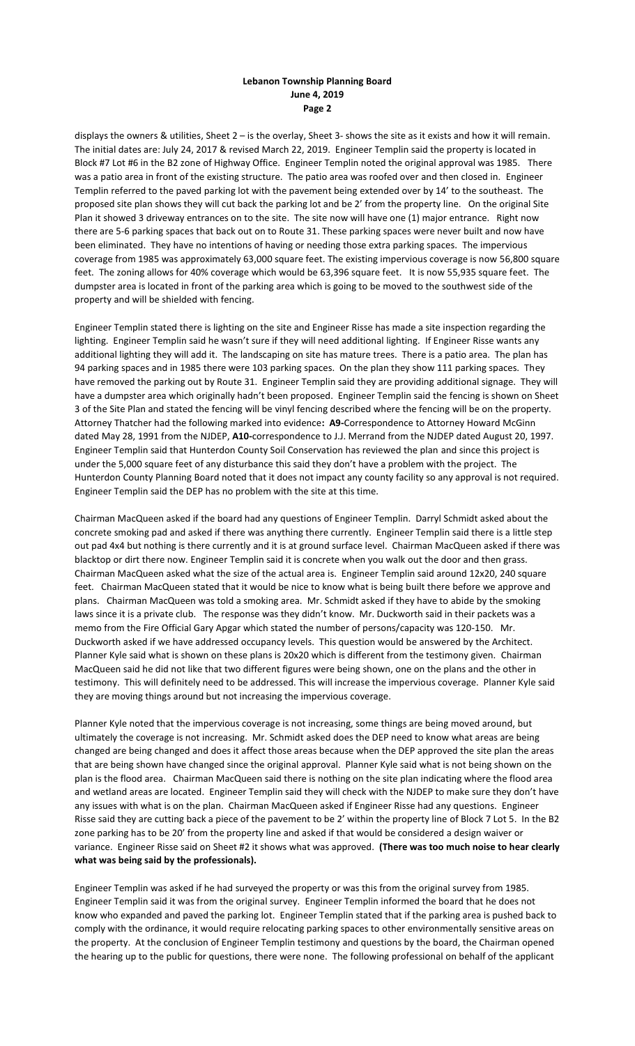displays the owners & utilities, Sheet 2 – is the overlay, Sheet 3- shows the site as it exists and how it will remain. The initial dates are: July 24, 2017 & revised March 22, 2019. Engineer Templin said the property is located in Block #7 Lot #6 in the B2 zone of Highway Office. Engineer Templin noted the original approval was 1985. There was a patio area in front of the existing structure. The patio area was roofed over and then closed in. Engineer Templin referred to the paved parking lot with the pavement being extended over by 14' to the southeast. The proposed site plan shows they will cut back the parking lot and be 2' from the property line. On the original Site Plan it showed 3 driveway entrances on to the site. The site now will have one (1) major entrance. Right now there are 5-6 parking spaces that back out on to Route 31. These parking spaces were never built and now have been eliminated. They have no intentions of having or needing those extra parking spaces. The impervious coverage from 1985 was approximately 63,000 square feet. The existing impervious coverage is now 56,800 square feet. The zoning allows for 40% coverage which would be 63,396 square feet. It is now 55,935 square feet. The dumpster area is located in front of the parking area which is going to be moved to the southwest side of the property and will be shielded with fencing.

Engineer Templin stated there is lighting on the site and Engineer Risse has made a site inspection regarding the lighting. Engineer Templin said he wasn't sure if they will need additional lighting. If Engineer Risse wants any additional lighting they will add it. The landscaping on site has mature trees. There is a patio area. The plan has 94 parking spaces and in 1985 there were 103 parking spaces. On the plan they show 111 parking spaces. They have removed the parking out by Route 31. Engineer Templin said they are providing additional signage. They will have a dumpster area which originally hadn't been proposed. Engineer Templin said the fencing is shown on Sheet 3 of the Site Plan and stated the fencing will be vinyl fencing described where the fencing will be on the property. Attorney Thatcher had the following marked into evidence**: A9-**Correspondence to Attorney Howard McGinn dated May 28, 1991 from the NJDEP, **A10-**correspondence to J.J. Merrand from the NJDEP dated August 20, 1997. Engineer Templin said that Hunterdon County Soil Conservation has reviewed the plan and since this project is under the 5,000 square feet of any disturbance this said they don't have a problem with the project. The Hunterdon County Planning Board noted that it does not impact any county facility so any approval is not required. Engineer Templin said the DEP has no problem with the site at this time.

Chairman MacQueen asked if the board had any questions of Engineer Templin. Darryl Schmidt asked about the concrete smoking pad and asked if there was anything there currently. Engineer Templin said there is a little step out pad 4x4 but nothing is there currently and it is at ground surface level. Chairman MacQueen asked if there was blacktop or dirt there now. Engineer Templin said it is concrete when you walk out the door and then grass. Chairman MacQueen asked what the size of the actual area is. Engineer Templin said around 12x20, 240 square feet. Chairman MacQueen stated that it would be nice to know what is being built there before we approve and plans. Chairman MacQueen was told a smoking area. Mr. Schmidt asked if they have to abide by the smoking laws since it is a private club. The response was they didn't know. Mr. Duckworth said in their packets was a memo from the Fire Official Gary Apgar which stated the number of persons/capacity was 120-150. Mr. Duckworth asked if we have addressed occupancy levels. This question would be answered by the Architect. Planner Kyle said what is shown on these plans is 20x20 which is different from the testimony given. Chairman MacQueen said he did not like that two different figures were being shown, one on the plans and the other in testimony. This will definitely need to be addressed. This will increase the impervious coverage. Planner Kyle said they are moving things around but not increasing the impervious coverage.

Planner Kyle noted that the impervious coverage is not increasing, some things are being moved around, but ultimately the coverage is not increasing. Mr. Schmidt asked does the DEP need to know what areas are being changed are being changed and does it affect those areas because when the DEP approved the site plan the areas that are being shown have changed since the original approval. Planner Kyle said what is not being shown on the plan is the flood area. Chairman MacQueen said there is nothing on the site plan indicating where the flood area and wetland areas are located. Engineer Templin said they will check with the NJDEP to make sure they don't have any issues with what is on the plan. Chairman MacQueen asked if Engineer Risse had any questions. Engineer Risse said they are cutting back a piece of the pavement to be 2' within the property line of Block 7 Lot 5. In the B2 zone parking has to be 20' from the property line and asked if that would be considered a design waiver or variance. Engineer Risse said on Sheet #2 it shows what was approved. **(There was too much noise to hear clearly what was being said by the professionals).**

Engineer Templin was asked if he had surveyed the property or was this from the original survey from 1985. Engineer Templin said it was from the original survey. Engineer Templin informed the board that he does not know who expanded and paved the parking lot. Engineer Templin stated that if the parking area is pushed back to comply with the ordinance, it would require relocating parking spaces to other environmentally sensitive areas on the property. At the conclusion of Engineer Templin testimony and questions by the board, the Chairman opened the hearing up to the public for questions, there were none. The following professional on behalf of the applicant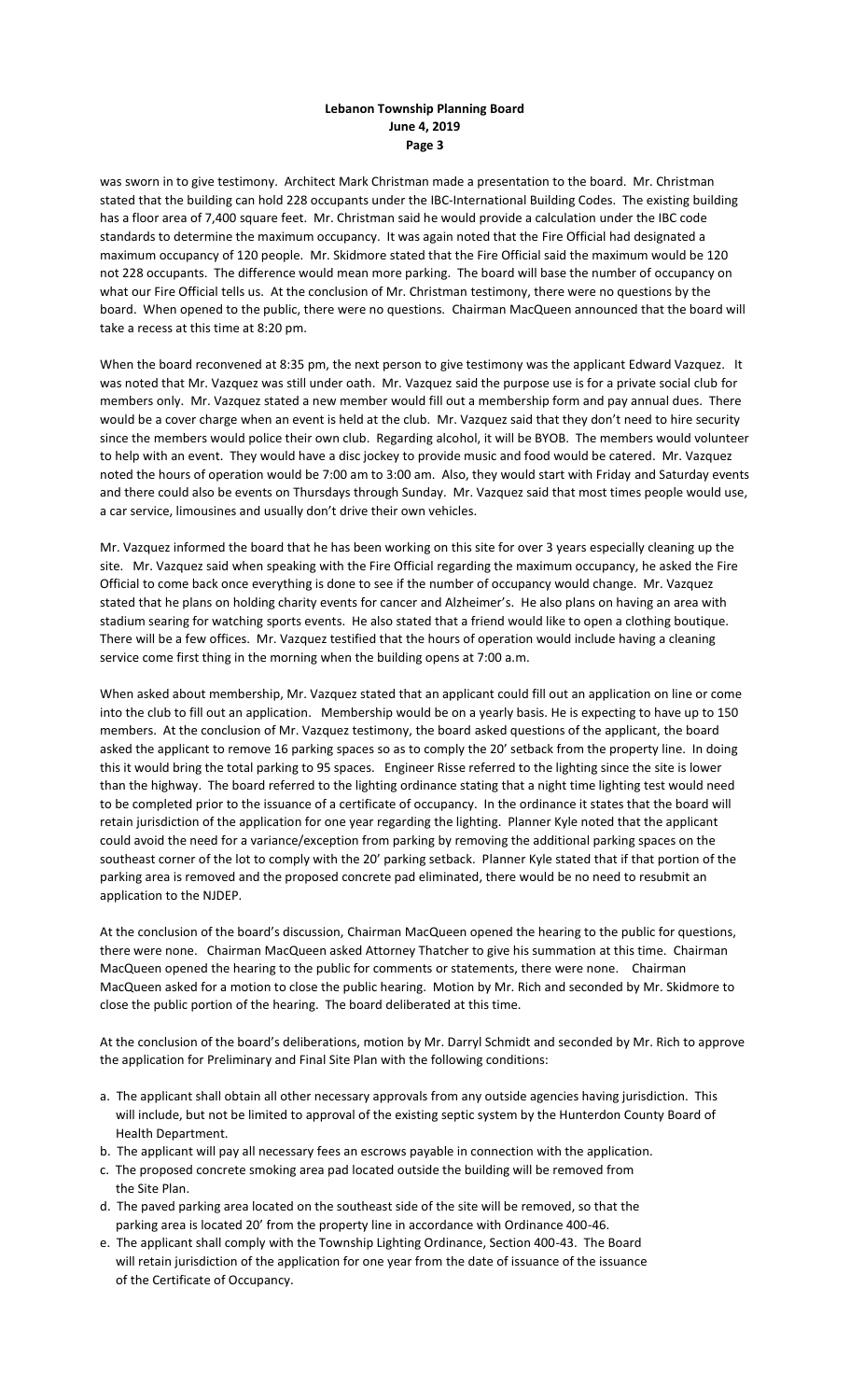was sworn in to give testimony. Architect Mark Christman made a presentation to the board. Mr. Christman stated that the building can hold 228 occupants under the IBC-International Building Codes. The existing building has a floor area of 7,400 square feet. Mr. Christman said he would provide a calculation under the IBC code standards to determine the maximum occupancy. It was again noted that the Fire Official had designated a maximum occupancy of 120 people. Mr. Skidmore stated that the Fire Official said the maximum would be 120 not 228 occupants. The difference would mean more parking. The board will base the number of occupancy on what our Fire Official tells us. At the conclusion of Mr. Christman testimony, there were no questions by the board. When opened to the public, there were no questions. Chairman MacQueen announced that the board will take a recess at this time at 8:20 pm.

When the board reconvened at 8:35 pm, the next person to give testimony was the applicant Edward Vazquez. It was noted that Mr. Vazquez was still under oath. Mr. Vazquez said the purpose use is for a private social club for members only. Mr. Vazquez stated a new member would fill out a membership form and pay annual dues. There would be a cover charge when an event is held at the club. Mr. Vazquez said that they don't need to hire security since the members would police their own club. Regarding alcohol, it will be BYOB. The members would volunteer to help with an event. They would have a disc jockey to provide music and food would be catered. Mr. Vazquez noted the hours of operation would be 7:00 am to 3:00 am. Also, they would start with Friday and Saturday events and there could also be events on Thursdays through Sunday. Mr. Vazquez stated that most times people would use, a car service, limousines and usually don't drive their own vehicles.

Mr. Vazquez informed the board that he has been working on this site for over 3 years especially cleaning up the site. Mr. Vazquez said when speaking with the Fire Official regarding the maximum occupancy, he asked the Fire Official to come back once everything is done to see if the number of occupancy would change. Mr. Vazquez stated that he plans on holding charity events for cancer and Alzheimer's. He also plans on having an area with stadium searing for watching sports events. He also stated that a friend would like to open a clothing boutique. There will be a few offices. Mr. Vazquez testified that the hours of operation would include having a cleaning service come first thing in the morning when the building opens at 7:00 a.m.

When asked about membership, Mr. Vazquez stated that an applicant could fill out an application on line or come into the club to fill out an application. Membership would be on a yearly basis. He is expecting to have up to 150 members. At the conclusion of Mr. Vazquez testimony, the board asked questions of the applicant, the board asked the applicant to remove 16 parking spaces so as to comply the 20' setback from the property line. In doing this it would bring the total parking to 95 spaces. Engineer Risse referred to the lighting since the site is lower than the highway. The board referred to the lighting ordinance stating that a night time lighting test would need to be completed prior to the issuance of a certificate of occupancy. In the ordinance it states that the board will retain jurisdiction of the application for one year regarding the lighting. Planner Kyle noted that the applicant could avoid the need for a variance/exception from parking by removing the additional parking spaces on the southeast corner of the lot to comply with the 20' parking setback. Planner Kyle stated that if that portion of the parking area is removed and the proposed concrete pad eliminated, there would be no need to resubmit an application to the NJDEP.

At the conclusion of the board's discussion, Chairman MacQueen opened the hearing to the public for questions, there were none. Chairman MacQueen asked Attorney Thatcher to give his summation at this time. Chairman MacQueen opened the hearing to the public for comments or statements, there were none. Chairman MacQueen asked for a motion to close the public hearing. Motion by Mr. Rich and seconded by Mr. Skidmore to close the public portion of the hearing. The board deliberated at this time.

At the conclusion of the board's deliberations, motion by Mr. Darryl Schmidt and seconded by Mr. Rich to approve the application for Preliminary and Final Site Plan with the following conditions:

a. The applicant shall obtain all other necessary approvals from any outside agencies having jurisdiction. This will include, but not be limited to approval of the existing septic system by the Hunterdon County Board of Health Department.
b. The applicant will pay all necessary fees an escrows payable in connection with the application.
c. The proposed concrete smoking area pad located outside the building will be removed from the Site Plan.
d. The paved parking area located on the southeast side of the site will be removed, so that the parking area is located 20' from the property line in accordance with Ordinance 400-46.
e. The applicant shall comply with the Township Lighting Ordinance, Section 400-43. The Board will retain jurisdiction of the application for one year from the date of issuance of the issuance of the Certificate of Occupancy.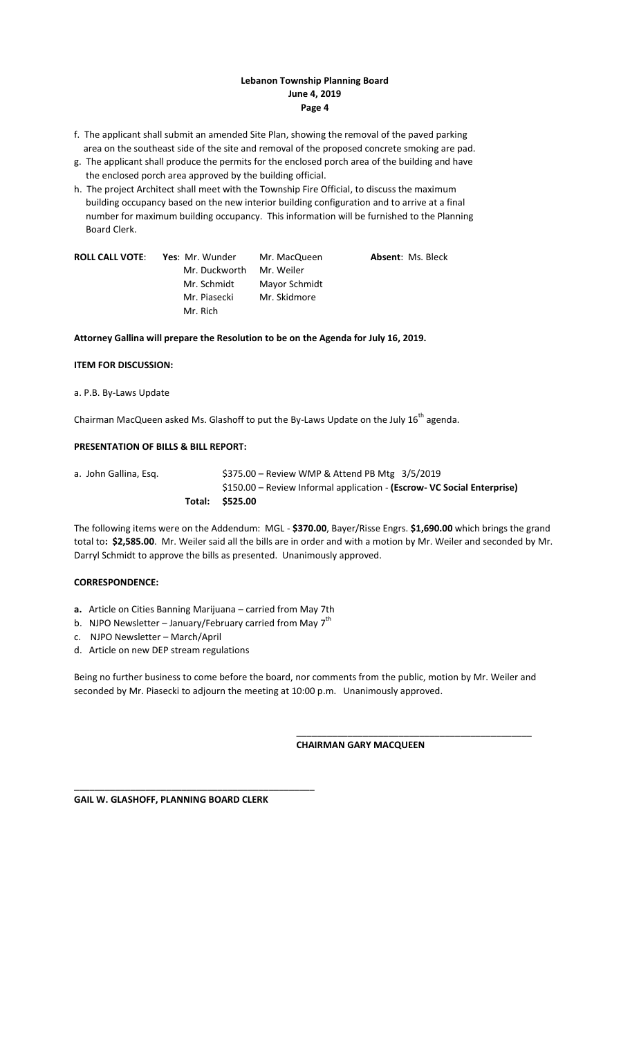**Lebanon Township Planning Board**
**June 4, 2019**

f. The applicant shall submit an amended Site Plan, showing the removal of the paved parking area on the southeast side of the site and removal of the proposed concrete smoking are pad.

g. The applicant shall produce the permits for the enclosed porch area of the building and have the enclosed porch area approved by the building official.

h. The project Architect shall meet with the Township Fire Official, to discuss the maximum building occupancy based on the new interior building configuration and to arrive at a final number for maximum building occupancy. This information will be furnished to the Planning Board Clerk.

| | | | |
|---|---|---|---|
| **ROLL CALL VOTE**: | **Yes**: Mr. Wunder | Mr. MacQueen | **Absent**: Ms. Bleck |
| | Mr. Duckworth | Mr. Weiler | |
| | Mr. Schmidt | Mayor Schmidt | |
| | Mr. Piasecki | Mr. Skidmore | |
| | Mr. Rich | | |

**Attorney Gallina will prepare the Resolution to be on the Agenda for July 16, 2019.**

**ITEM FOR DISCUSSION:**

a. P.B. By-Laws Update

Chairman MacQueen asked Ms. Glashoff to put the By-Laws Update on the July 16th agenda.

**PRESENTATION OF BILLS & BILL REPORT:**

| | |
|---|---|
| a. John Gallina, Esq. | $375.00 – Review WMP & Attend PB Mtg 3/5/2019 |
| | $150.00 – Review Informal application - **(Escrow- VC Social Enterprise)** |
| **Total:** | **$525.00** |

The following items were on the Addendum: MGL - **$370.00**, Bayer/Risse Engrs. **$1,690.00** which brings the grand total to**: $2,585.00**. Mr. Weiler said all the bills are in order and with a motion by Mr. Weiler and seconded by Mr. Darryl Schmidt to approve the bills as presented. Unanimously approved.

**CORRESPONDENCE:**

**a.** Article on Cities Banning Marijuana – carried from May 7th
b. NJPO Newsletter – January/February carried from May 7th
c. NJPO Newsletter – March/April
d. Article on new DEP stream regulations

Being no further business to come before the board, nor comments from the public, motion by Mr. Weiler and seconded by Mr. Piasecki to adjourn the meeting at 10:00 p.m. Unanimously approved.

\_\_\_\_\_\_\_\_\_\_\_\_\_\_\_\_\_\_\_\_\_\_\_\_\_\_\_\_\_\_\_\_\_\_\_\_\_\_\_\_\_\_\_\_\_\_\_\_
**CHAIRMAN GARY MACQUEEN**

\_\_\_\_\_\_\_\_\_\_\_\_\_\_\_\_\_\_\_\_\_\_\_\_\_\_\_\_\_\_\_\_\_\_\_\_\_\_\_\_\_\_\_\_\_\_\_\_
**GAIL W. GLASHOFF, PLANNING BOARD CLERK**